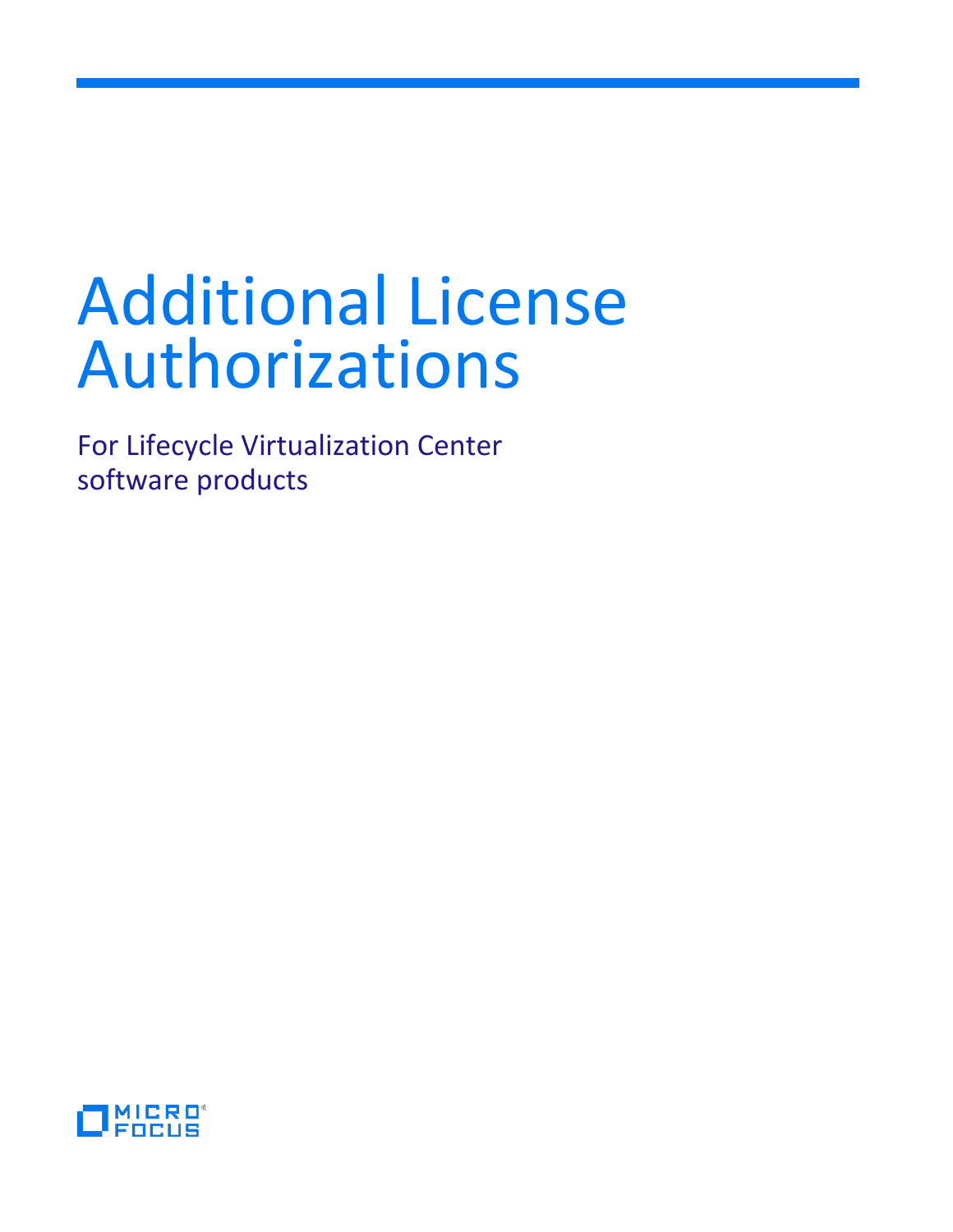# Additional License Authorizations

For Lifecycle Virtualization Center software products

MICRO FOCUS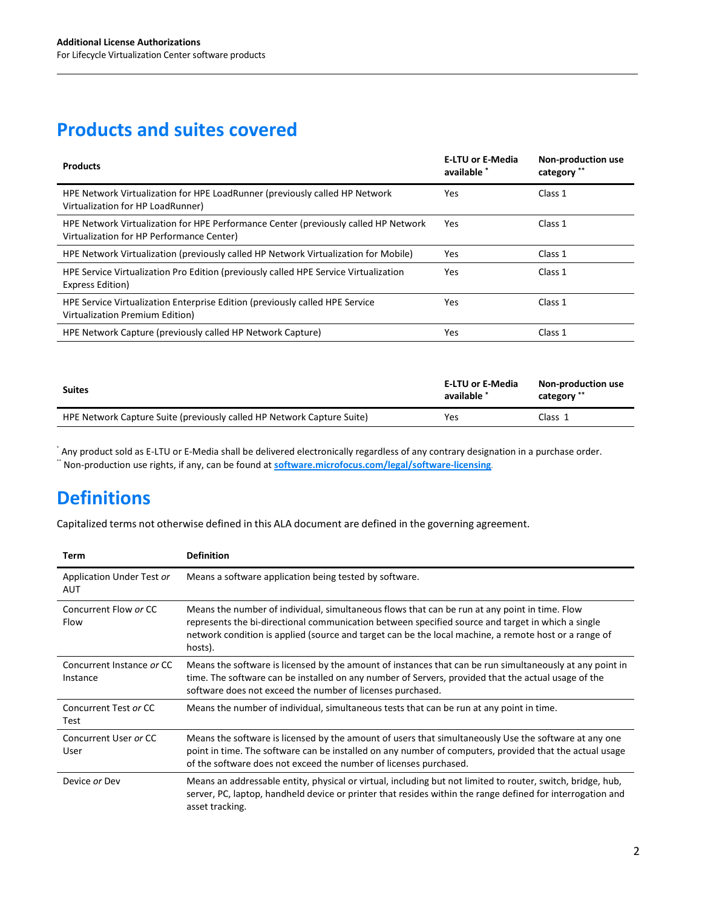## Products and suites covered

| Products | E-LTU or E-Media available * | Non-production use category ** |
|---|---|---|
| HPE Network Virtualization for HPE LoadRunner (previously called HP Network Virtualization for HP LoadRunner) | Yes | Class 1 |
| HPE Network Virtualization for HPE Performance Center (previously called HP Network Virtualization for HP Performance Center) | Yes | Class 1 |
| HPE Network Virtualization (previously called HP Network Virtualization for Mobile) | Yes | Class 1 |
| HPE Service Virtualization Pro Edition (previously called HPE Service Virtualization Express Edition) | Yes | Class 1 |
| HPE Service Virtualization Enterprise Edition (previously called HPE Service Virtualization Premium Edition) | Yes | Class 1 |
| HPE Network Capture (previously called HP Network Capture) | Yes | Class 1 |

| Suites | E-LTU or E-Media available * | Non-production use category ** |
|---|---|---|
| HPE Network Capture Suite (previously called HP Network Capture Suite) | Yes | Class 1 |

* Any product sold as E-LTU or E-Media shall be delivered electronically regardless of any contrary designation in a purchase order.
** Non-production use rights, if any, can be found at **software.microfocus.com/legal/software-licensing**.

## Definitions

Capitalized terms not otherwise defined in this ALA document are defined in the governing agreement.

| Term | Definition |
|---|---|
| Application Under Test *or* AUT | Means a software application being tested by software. |
| Concurrent Flow *or* CC Flow | Means the number of individual, simultaneous flows that can be run at any point in time. Flow represents the bi-directional communication between specified source and target in which a single network condition is applied (source and target can be the local machine, a remote host or a range of hosts). |
| Concurrent Instance *or* CC Instance | Means the software is licensed by the amount of instances that can be run simultaneously at any point in time. The software can be installed on any number of Servers, provided that the actual usage of the software does not exceed the number of licenses purchased. |
| Concurrent Test *or* CC Test | Means the number of individual, simultaneous tests that can be run at any point in time. |
| Concurrent User *or* CC User | Means the software is licensed by the amount of users that simultaneously Use the software at any one point in time. The software can be installed on any number of computers, provided that the actual usage of the software does not exceed the number of licenses purchased. |
| Device *or* Dev | Means an addressable entity, physical or virtual, including but not limited to router, switch, bridge, hub, server, PC, laptop, handheld device or printer that resides within the range defined for interrogation and asset tracking. |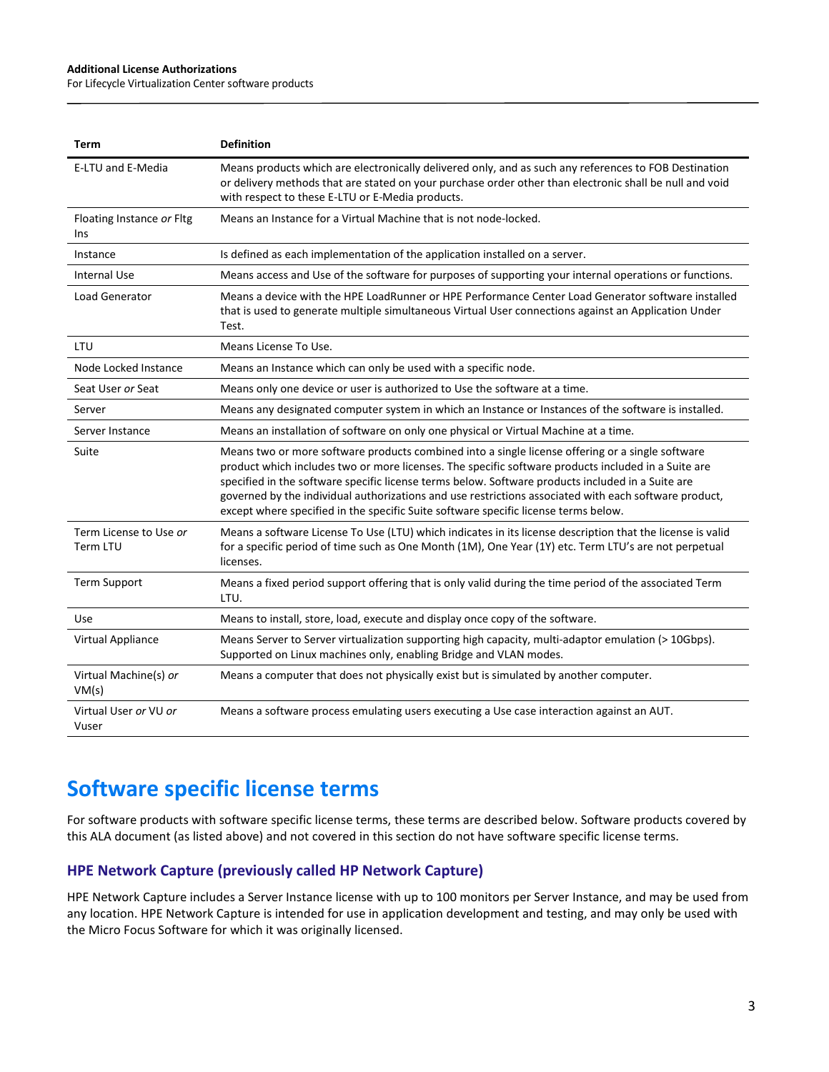| Term | Definition |
| --- | --- |
| E-LTU and E-Media | Means products which are electronically delivered only, and as such any references to FOB Destination or delivery methods that are stated on your purchase order other than electronic shall be null and void with respect to these E-LTU or E-Media products. |
| Floating Instance *or* Fltg Ins | Means an Instance for a Virtual Machine that is not node-locked. |
| Instance | Is defined as each implementation of the application installed on a server. |
| Internal Use | Means access and Use of the software for purposes of supporting your internal operations or functions. |
| Load Generator | Means a device with the HPE LoadRunner or HPE Performance Center Load Generator software installed that is used to generate multiple simultaneous Virtual User connections against an Application Under Test. |
| LTU | Means License To Use. |
| Node Locked Instance | Means an Instance which can only be used with a specific node. |
| Seat User *or* Seat | Means only one device or user is authorized to Use the software at a time. |
| Server | Means any designated computer system in which an Instance or Instances of the software is installed. |
| Server Instance | Means an installation of software on only one physical or Virtual Machine at a time. |
| Suite | Means two or more software products combined into a single license offering or a single software product which includes two or more licenses. The specific software products included in a Suite are specified in the software specific license terms below. Software products included in a Suite are governed by the individual authorizations and use restrictions associated with each software product, except where specified in the specific Suite software specific license terms below. |
| Term License to Use *or* Term LTU | Means a software License To Use (LTU) which indicates in its license description that the license is valid for a specific period of time such as One Month (1M), One Year (1Y) etc. Term LTU's are not perpetual licenses. |
| Term Support | Means a fixed period support offering that is only valid during the time period of the associated Term LTU. |
| Use | Means to install, store, load, execute and display once copy of the software. |
| Virtual Appliance | Means Server to Server virtualization supporting high capacity, multi-adaptor emulation (> 10Gbps). Supported on Linux machines only, enabling Bridge and VLAN modes. |
| Virtual Machine(s) *or* VM(s) | Means a computer that does not physically exist but is simulated by another computer. |
| Virtual User *or* VU *or* Vuser | Means a software process emulating users executing a Use case interaction against an AUT. |

# Software specific license terms

For software products with software specific license terms, these terms are described below. Software products covered by this ALA document (as listed above) and not covered in this section do not have software specific license terms.

### HPE Network Capture (previously called HP Network Capture)

HPE Network Capture includes a Server Instance license with up to 100 monitors per Server Instance, and may be used from any location. HPE Network Capture is intended for use in application development and testing, and may only be used with the Micro Focus Software for which it was originally licensed.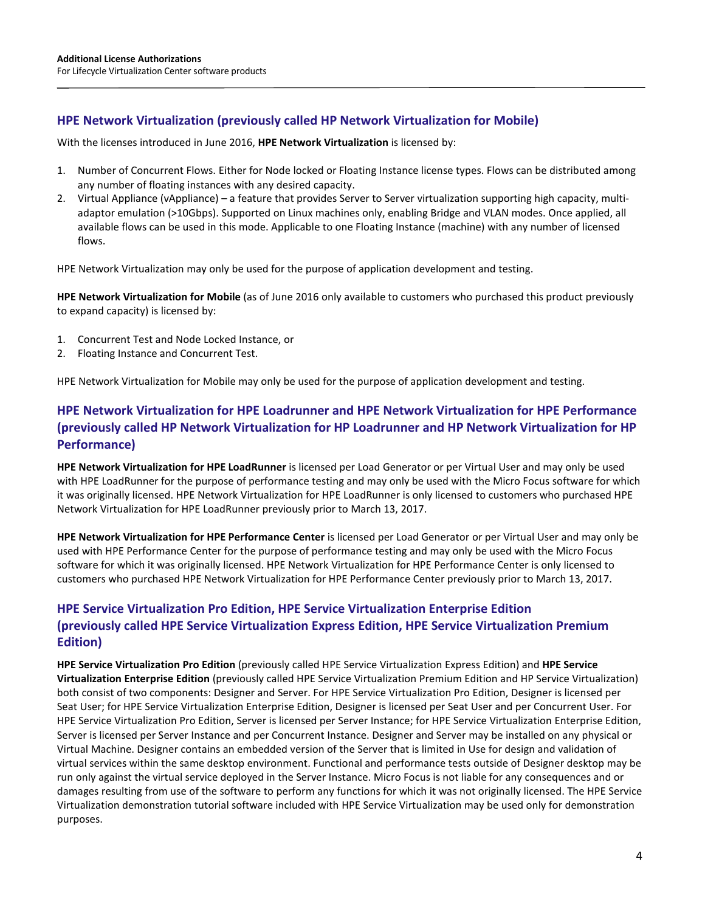## HPE Network Virtualization (previously called HP Network Virtualization for Mobile)

With the licenses introduced in June 2016, **HPE Network Virtualization** is licensed by:

1. Number of Concurrent Flows. Either for Node locked or Floating Instance license types. Flows can be distributed among any number of floating instances with any desired capacity.
2. Virtual Appliance (vAppliance) – a feature that provides Server to Server virtualization supporting high capacity, multi-adaptor emulation (>10Gbps). Supported on Linux machines only, enabling Bridge and VLAN modes. Once applied, all available flows can be used in this mode. Applicable to one Floating Instance (machine) with any number of licensed flows.

HPE Network Virtualization may only be used for the purpose of application development and testing.

**HPE Network Virtualization for Mobile** (as of June 2016 only available to customers who purchased this product previously to expand capacity) is licensed by:

1. Concurrent Test and Node Locked Instance, or
2. Floating Instance and Concurrent Test.

HPE Network Virtualization for Mobile may only be used for the purpose of application development and testing.

## HPE Network Virtualization for HPE Loadrunner and HPE Network Virtualization for HPE Performance (previously called HP Network Virtualization for HP Loadrunner and HP Network Virtualization for HP Performance)

**HPE Network Virtualization for HPE LoadRunner** is licensed per Load Generator or per Virtual User and may only be used with HPE LoadRunner for the purpose of performance testing and may only be used with the Micro Focus software for which it was originally licensed. HPE Network Virtualization for HPE LoadRunner is only licensed to customers who purchased HPE Network Virtualization for HPE LoadRunner previously prior to March 13, 2017.

**HPE Network Virtualization for HPE Performance Center** is licensed per Load Generator or per Virtual User and may only be used with HPE Performance Center for the purpose of performance testing and may only be used with the Micro Focus software for which it was originally licensed. HPE Network Virtualization for HPE Performance Center is only licensed to customers who purchased HPE Network Virtualization for HPE Performance Center previously prior to March 13, 2017.

## HPE Service Virtualization Pro Edition, HPE Service Virtualization Enterprise Edition (previously called HPE Service Virtualization Express Edition, HPE Service Virtualization Premium Edition)

**HPE Service Virtualization Pro Edition** (previously called HPE Service Virtualization Express Edition) and **HPE Service Virtualization Enterprise Edition** (previously called HPE Service Virtualization Premium Edition and HP Service Virtualization) both consist of two components: Designer and Server. For HPE Service Virtualization Pro Edition, Designer is licensed per Seat User; for HPE Service Virtualization Enterprise Edition, Designer is licensed per Seat User and per Concurrent User. For HPE Service Virtualization Pro Edition, Server is licensed per Server Instance; for HPE Service Virtualization Enterprise Edition, Server is licensed per Server Instance and per Concurrent Instance. Designer and Server may be installed on any physical or Virtual Machine. Designer contains an embedded version of the Server that is limited in Use for design and validation of virtual services within the same desktop environment. Functional and performance tests outside of Designer desktop may be run only against the virtual service deployed in the Server Instance. Micro Focus is not liable for any consequences and or damages resulting from use of the software to perform any functions for which it was not originally licensed. The HPE Service Virtualization demonstration tutorial software included with HPE Service Virtualization may be used only for demonstration purposes.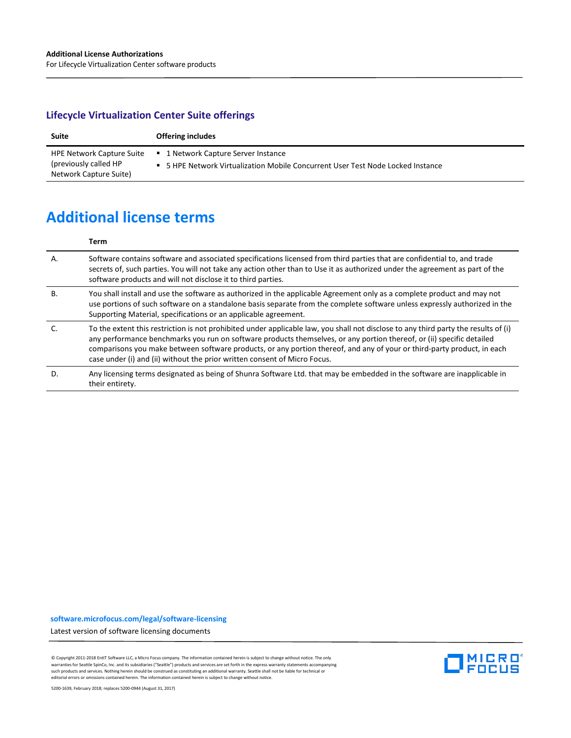## Lifecycle Virtualization Center Suite offerings

| Suite | Offering includes |
| --- | --- |
| HPE Network Capture Suite (previously called HP Network Capture Suite) | ▪ 1 Network Capture Server Instance<br>▪ 5 HPE Network Virtualization Mobile Concurrent User Test Node Locked Instance |

# Additional license terms

| | Term |
| --- | --- |
| A. | Software contains software and associated specifications licensed from third parties that are confidential to, and trade secrets of, such parties. You will not take any action other than to Use it as authorized under the agreement as part of the software products and will not disclose it to third parties. |
| B. | You shall install and use the software as authorized in the applicable Agreement only as a complete product and may not use portions of such software on a standalone basis separate from the complete software unless expressly authorized in the Supporting Material, specifications or an applicable agreement. |
| C. | To the extent this restriction is not prohibited under applicable law, you shall not disclose to any third party the results of (i) any performance benchmarks you run on software products themselves, or any portion thereof, or (ii) specific detailed comparisons you make between software products, or any portion thereof, and any of your or third-party product, in each case under (i) and (ii) without the prior written consent of Micro Focus. |
| D. | Any licensing terms designated as being of Shunra Software Ltd. that may be embedded in the software are inapplicable in their entirety. |

**software.microfocus.com/legal/software-licensing**

Latest version of software licensing documents

© Copyright 2011-2018 EntIT Software LLC, a Micro Focus company. The information contained herein is subject to change without notice. The only warranties for Seattle SpinCo, Inc. and its subsidiaries ("Seattle") products and services are set forth in the express warranty statements accompanying such products and services. Nothing herein should be construed as constituting an additional warranty. Seattle shall not be liable for technical or editorial errors or omissions contained herein. The information contained herein is subject to change without notice.

5200-1639, February 2018; replaces 5200-0944 (August 31, 2017)